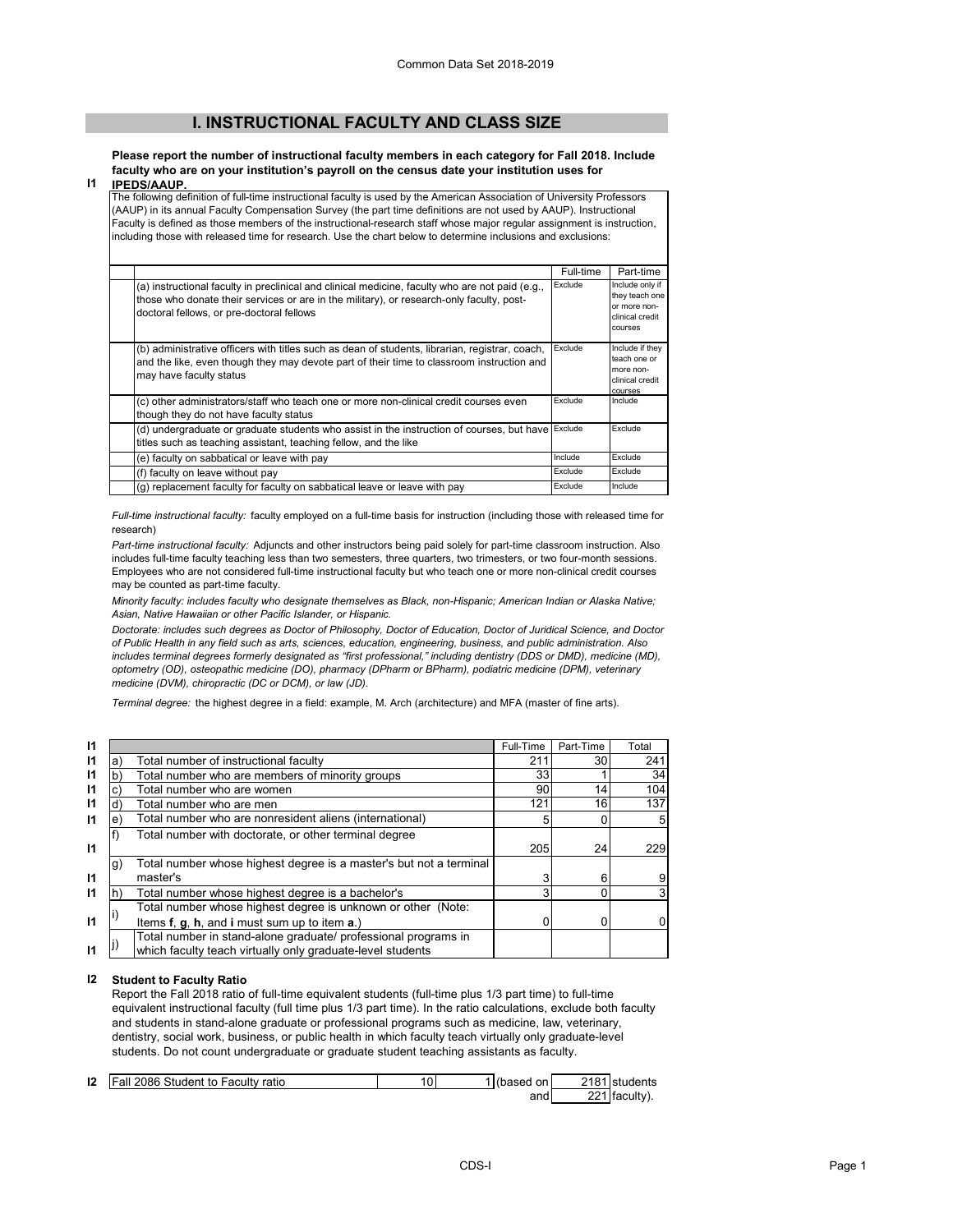## I. INSTRUCTIONAL FACULTY AND CLASS SIZE

**I1** **Please report the number of instructional faculty members in each category for Fall 2018. Include faculty who are on your institution's payroll on the census date your institution uses for IPEDS/AAUP.**

The following definition of full-time instructional faculty is used by the American Association of University Professors (AAUP) in its annual Faculty Compensation Survey (the part time definitions are not used by AAUP). Instructional Faculty is defined as those members of the instructional-research staff whose major regular assignment is instruction, including those with released time for research. Use the chart below to determine inclusions and exclusions:

| | Full-time | Part-time |
|---|---|---|
| (a) instructional faculty in preclinical and clinical medicine, faculty who are not paid (e.g., those who donate their services or are in the military), or research-only faculty, post-doctoral fellows, or pre-doctoral fellows | Exclude | Include only if they teach one or more non-clinical credit courses |
| (b) administrative officers with titles such as dean of students, librarian, registrar, coach, and the like, even though they may devote part of their time to classroom instruction and may have faculty status | Exclude | Include if they teach one or more non-clinical credit courses |
| (c) other administrators/staff who teach one or more non-clinical credit courses even though they do not have faculty status | Exclude | Include |
| (d) undergraduate or graduate students who assist in the instruction of courses, but have titles such as teaching assistant, teaching fellow, and the like | Exclude | Exclude |
| (e) faculty on sabbatical or leave with pay | Include | Exclude |
| (f) faculty on leave without pay | Exclude | Exclude |
| (g) replacement faculty for faculty on sabbatical leave or leave with pay | Exclude | Include |

*Full-time instructional faculty:* faculty employed on a full-time basis for instruction (including those with released time for research)

*Part-time instructional faculty:* Adjuncts and other instructors being paid solely for part-time classroom instruction. Also includes full-time faculty teaching less than two semesters, three quarters, two trimesters, or two four-month sessions. Employees who are not considered full-time instructional faculty but who teach one or more non-clinical credit courses may be counted as part-time faculty.

*Minority faculty: includes faculty who designate themselves as Black, non-Hispanic; American Indian or Alaska Native; Asian, Native Hawaiian or other Pacific Islander, or Hispanic.*

*Doctorate: includes such degrees as Doctor of Philosophy, Doctor of Education, Doctor of Juridical Science, and Doctor of Public Health in any field such as arts, sciences, education, engineering, business, and public administration. Also includes terminal degrees formerly designated as "first professional," including dentistry (DDS or DMD), medicine (MD), optometry (OD), osteopathic medicine (DO), pharmacy (DPharm or BPharm), podiatric medicine (DPM), veterinary medicine (DVM), chiropractic (DC or DCM), or law (JD).*

*Terminal degree:* the highest degree in a field: example, M. Arch (architecture) and MFA (master of fine arts).

| | | | Full-Time | Part-Time | Total |
|---|---|---|---|---|---|
| I1 | a) | Total number of instructional faculty | 211 | 30 | 241 |
| I1 | b) | Total number who are members of minority groups | 33 | 1 | 34 |
| I1 | c) | Total number who are women | 90 | 14 | 104 |
| I1 | d) | Total number who are men | 121 | 16 | 137 |
| I1 | e) | Total number who are nonresident aliens (international) | 5 | 0 | 5 |
| I1 | f) | Total number with doctorate, or other terminal degree | 205 | 24 | 229 |
| I1 | g) | Total number whose highest degree is a master's but not a terminal master's | 3 | 6 | 9 |
| I1 | h) | Total number whose highest degree is a bachelor's | 3 | 0 | 3 |
| I1 | i) | Total number whose highest degree is unknown or other (Note: Items **f**, **g**, **h**, and **i** must sum up to item **a**.) | 0 | 0 | 0 |
| I1 | j) | Total number in stand-alone graduate/ professional programs in which faculty teach virtually only graduate-level students | | | |

**I2** **Student to Faculty Ratio**

Report the Fall 2018 ratio of full-time equivalent students (full-time plus 1/3 part time) to full-time equivalent instructional faculty (full time plus 1/3 part time). In the ratio calculations, exclude both faculty and students in stand-alone graduate or professional programs such as medicine, law, veterinary, dentistry, social work, business, or public health in which faculty teach virtually only graduate-level students. Do not count undergraduate or graduate student teaching assistants as faculty.

| | | | | | | |
|---|---|---|---|---|---|---|
| I2 | Fall 2086 Student to Faculty ratio | 10 | 1 | (based on | 2181 | students |
| | | | | and | 221 | faculty). |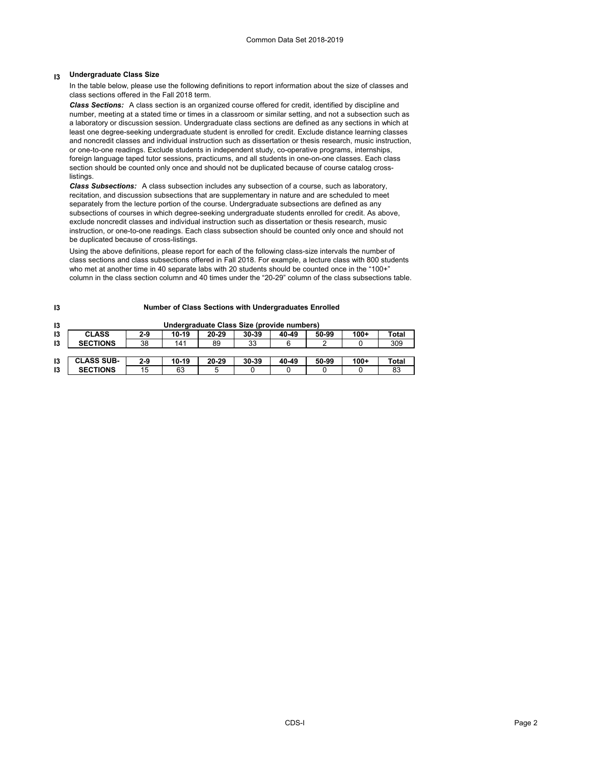**I3 Undergraduate Class Size**

In the table below, please use the following definitions to report information about the size of classes and class sections offered in the Fall 2018 term.

***Class Sections:*** A class section is an organized course offered for credit, identified by discipline and number, meeting at a stated time or times in a classroom or similar setting, and not a subsection such as a laboratory or discussion session. Undergraduate class sections are defined as any sections in which at least one degree-seeking undergraduate student is enrolled for credit. Exclude distance learning classes and noncredit classes and individual instruction such as dissertation or thesis research, music instruction, or one-to-one readings. Exclude students in independent study, co-operative programs, internships, foreign language taped tutor sessions, practicums, and all students in one-on-one classes. Each class section should be counted only once and should not be duplicated because of course catalog cross-listings.

***Class Subsections:*** A class subsection includes any subsection of a course, such as laboratory, recitation, and discussion subsections that are supplementary in nature and are scheduled to meet separately from the lecture portion of the course. Undergraduate subsections are defined as any subsections of courses in which degree-seeking undergraduate students enrolled for credit. As above, exclude noncredit classes and individual instruction such as dissertation or thesis research, music instruction, or one-to-one readings. Each class subsection should be counted only once and should not be duplicated because of cross-listings.

Using the above definitions, please report for each of the following class-size intervals the number of class sections and class subsections offered in Fall 2018. For example, a lecture class with 800 students who met at another time in 40 separate labs with 20 students should be counted once in the "100+" column in the class section column and 40 times under the "20-29" column of the class subsections table.

**I3 Number of Class Sections with Undergraduates Enrolled**

**Undergraduate Class Size (provide numbers)**

| | CLASS SECTIONS | 2-9 | 10-19 | 20-29 | 30-39 | 40-49 | 50-99 | 100+ | Total |
|---|---|---|---|---|---|---|---|---|---|
| I3 | CLASS SECTIONS | 38 | 141 | 89 | 33 | 6 | 2 | 0 | 309 |

| | CLASS SUB-SECTIONS | 2-9 | 10-19 | 20-29 | 30-39 | 40-49 | 50-99 | 100+ | Total |
|---|---|---|---|---|---|---|---|---|---|
| I3 | CLASS SUB-SECTIONS | 15 | 63 | 5 | 0 | 0 | 0 | 0 | 83 |